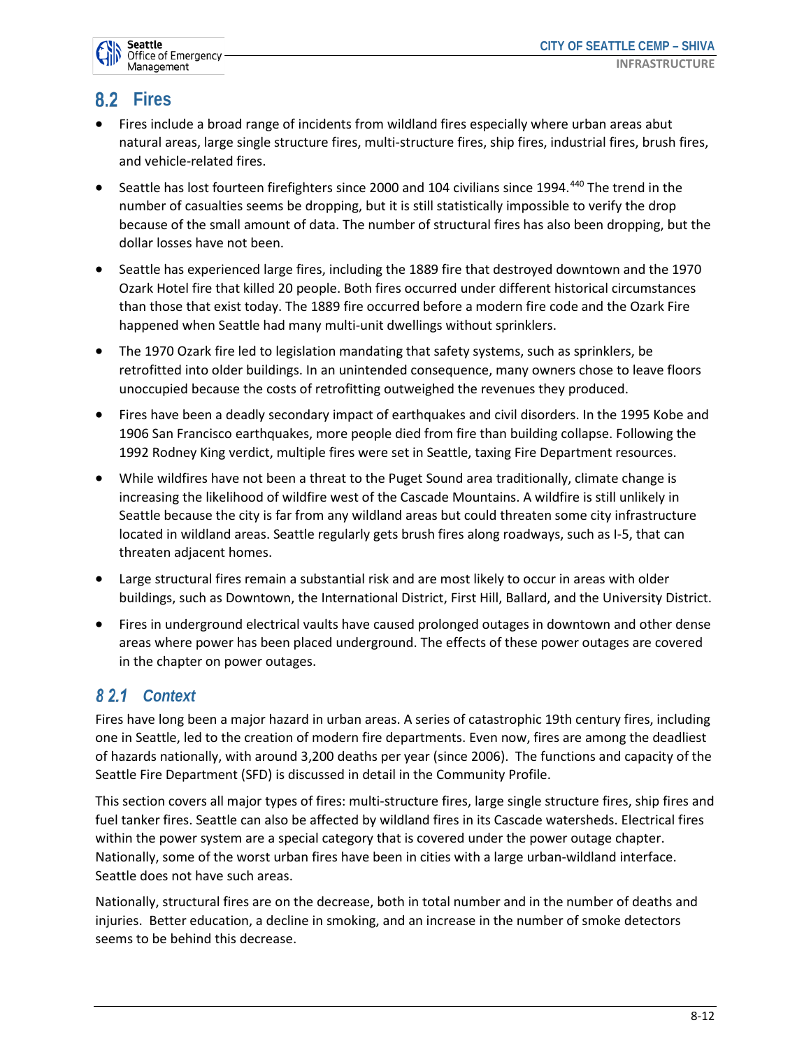## 8.2 Fires

- Fires include a broad range of incidents from wildland fires especially where urban areas abut natural areas, large single structure fires, multi-structure fires, ship fires, industrial fires, brush fires, and vehicle-related fires.
- Seattle has lost fourteen firefighters since 2000 and 104 civilians since 1994.[440] The trend in the number of casualties seems be dropping, but it is still statistically impossible to verify the drop because of the small amount of data. The number of structural fires has also been dropping, but the dollar losses have not been.
- Seattle has experienced large fires, including the 1889 fire that destroyed downtown and the 1970 Ozark Hotel fire that killed 20 people. Both fires occurred under different historical circumstances than those that exist today. The 1889 fire occurred before a modern fire code and the Ozark Fire happened when Seattle had many multi-unit dwellings without sprinklers.
- The 1970 Ozark fire led to legislation mandating that safety systems, such as sprinklers, be retrofitted into older buildings. In an unintended consequence, many owners chose to leave floors unoccupied because the costs of retrofitting outweighed the revenues they produced.
- Fires have been a deadly secondary impact of earthquakes and civil disorders. In the 1995 Kobe and 1906 San Francisco earthquakes, more people died from fire than building collapse. Following the 1992 Rodney King verdict, multiple fires were set in Seattle, taxing Fire Department resources.
- While wildfires have not been a threat to the Puget Sound area traditionally, climate change is increasing the likelihood of wildfire west of the Cascade Mountains. A wildfire is still unlikely in Seattle because the city is far from any wildland areas but could threaten some city infrastructure located in wildland areas. Seattle regularly gets brush fires along roadways, such as I-5, that can threaten adjacent homes.
- Large structural fires remain a substantial risk and are most likely to occur in areas with older buildings, such as Downtown, the International District, First Hill, Ballard, and the University District.
- Fires in underground electrical vaults have caused prolonged outages in downtown and other dense areas where power has been placed underground. The effects of these power outages are covered in the chapter on power outages.

### 8 2.1 Context

Fires have long been a major hazard in urban areas. A series of catastrophic 19th century fires, including one in Seattle, led to the creation of modern fire departments. Even now, fires are among the deadliest of hazards nationally, with around 3,200 deaths per year (since 2006). The functions and capacity of the Seattle Fire Department (SFD) is discussed in detail in the Community Profile.

This section covers all major types of fires: multi-structure fires, large single structure fires, ship fires and fuel tanker fires. Seattle can also be affected by wildland fires in its Cascade watersheds. Electrical fires within the power system are a special category that is covered under the power outage chapter. Nationally, some of the worst urban fires have been in cities with a large urban-wildland interface. Seattle does not have such areas.

Nationally, structural fires are on the decrease, both in total number and in the number of deaths and injuries. Better education, a decline in smoking, and an increase in the number of smoke detectors seems to be behind this decrease.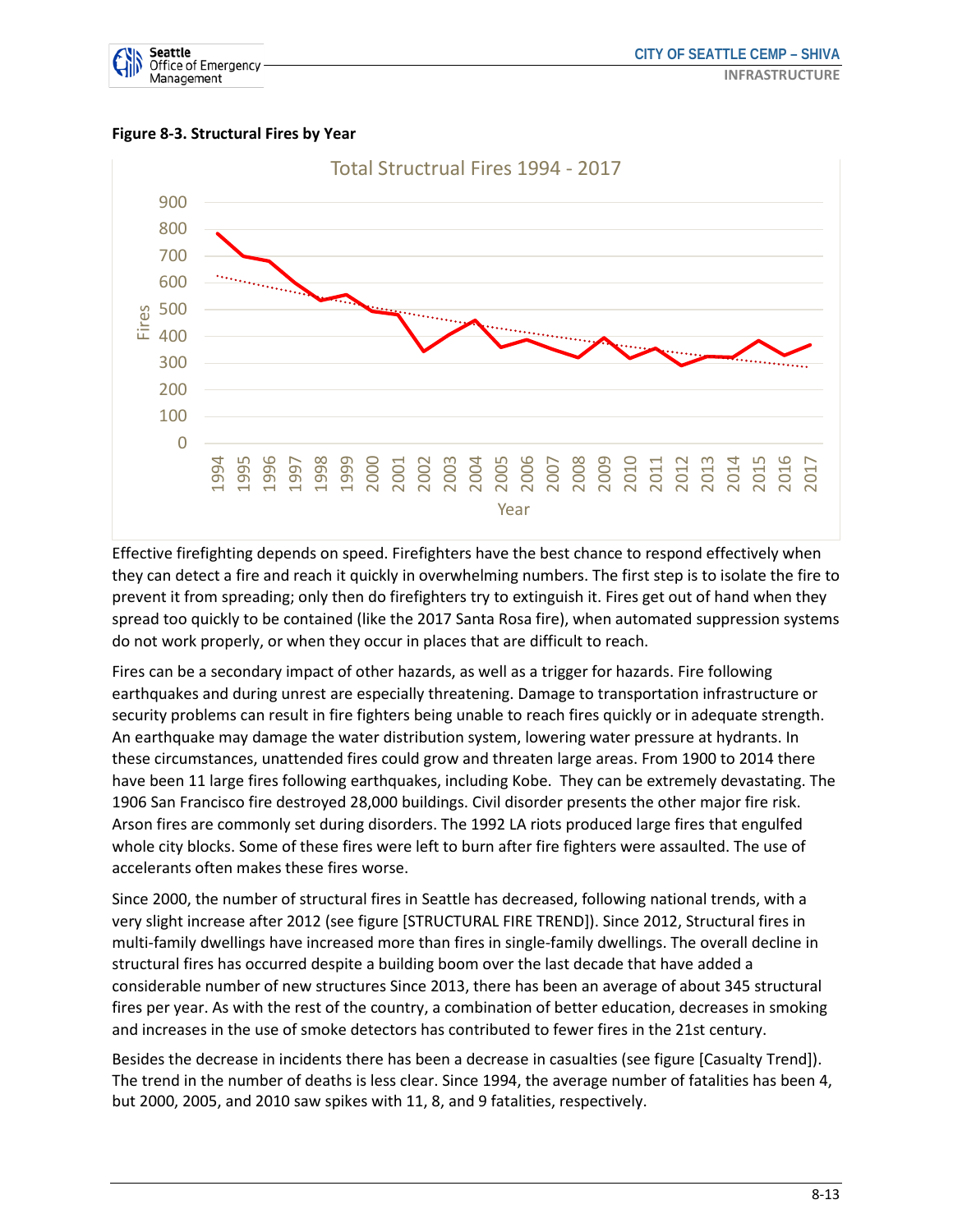**Figure 8-3. Structural Fires by Year**

Effective firefighting depends on speed. Firefighters have the best chance to respond effectively when they can detect a fire and reach it quickly in overwhelming numbers. The first step is to isolate the fire to prevent it from spreading; only then do firefighters try to extinguish it. Fires get out of hand when they spread too quickly to be contained (like the 2017 Santa Rosa fire), when automated suppression systems do not work properly, or when they occur in places that are difficult to reach.

Fires can be a secondary impact of other hazards, as well as a trigger for hazards. Fire following earthquakes and during unrest are especially threatening. Damage to transportation infrastructure or security problems can result in fire fighters being unable to reach fires quickly or in adequate strength. An earthquake may damage the water distribution system, lowering water pressure at hydrants. In these circumstances, unattended fires could grow and threaten large areas. From 1900 to 2014 there have been 11 large fires following earthquakes, including Kobe. They can be extremely devastating. The 1906 San Francisco fire destroyed 28,000 buildings. Civil disorder presents the other major fire risk. Arson fires are commonly set during disorders. The 1992 LA riots produced large fires that engulfed whole city blocks. Some of these fires were left to burn after fire fighters were assaulted. The use of accelerants often makes these fires worse.

Since 2000, the number of structural fires in Seattle has decreased, following national trends, with a very slight increase after 2012 (see figure [STRUCTURAL FIRE TREND]). Since 2012, Structural fires in multi-family dwellings have increased more than fires in single-family dwellings. The overall decline in structural fires has occurred despite a building boom over the last decade that have added a considerable number of new structures Since 2013, there has been an average of about 345 structural fires per year. As with the rest of the country, a combination of better education, decreases in smoking and increases in the use of smoke detectors has contributed to fewer fires in the 21st century.

Besides the decrease in incidents there has been a decrease in casualties (see figure [Casualty Trend]). The trend in the number of deaths is less clear. Since 1994, the average number of fatalities has been 4, but 2000, 2005, and 2010 saw spikes with 11, 8, and 9 fatalities, respectively.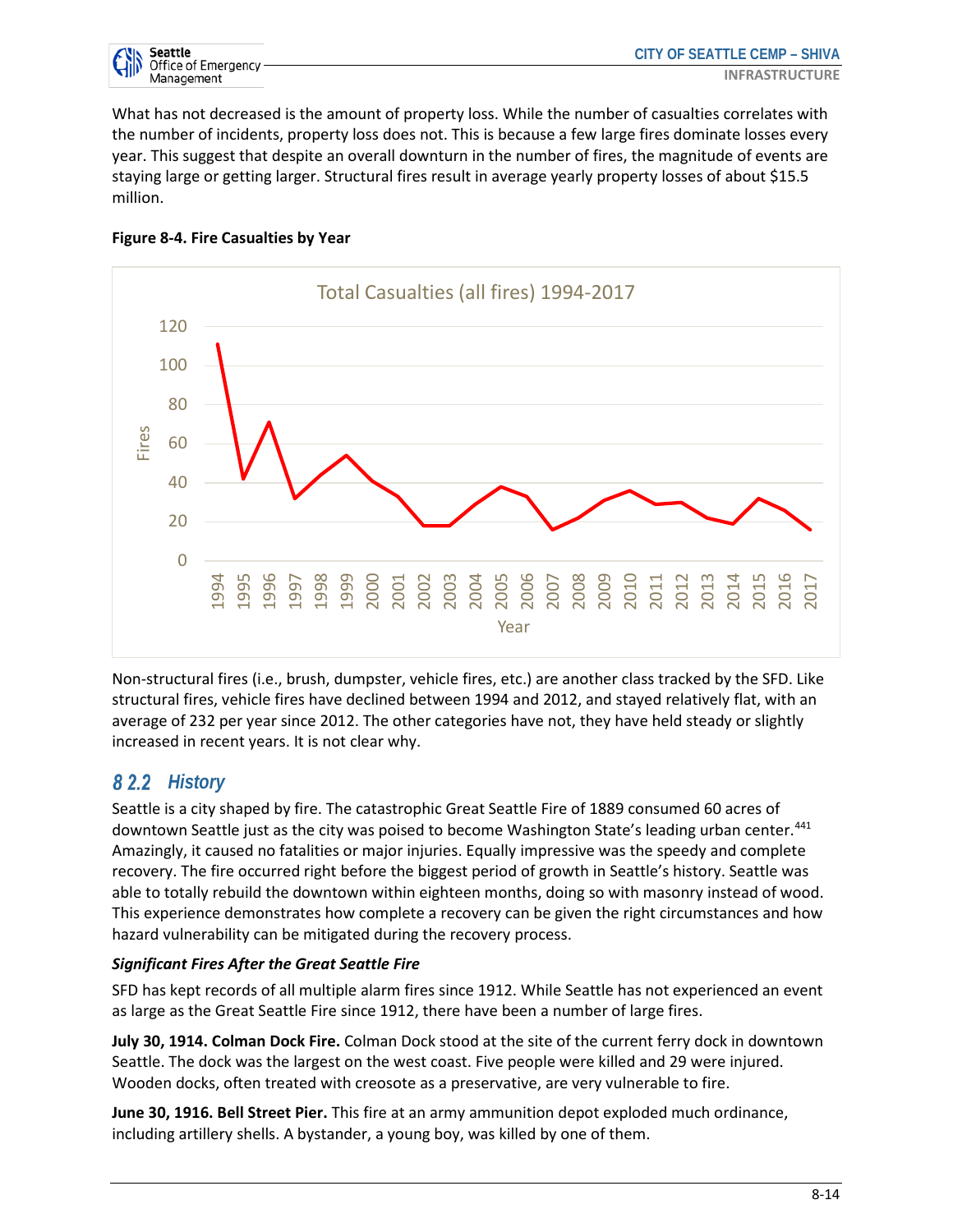What has not decreased is the amount of property loss. While the number of casualties correlates with the number of incidents, property loss does not. This is because a few large fires dominate losses every year. This suggest that despite an overall downturn in the number of fires, the magnitude of events are staying large or getting larger. Structural fires result in average yearly property losses of about $15.5 million.

**Figure 8-4. Fire Casualties by Year**

Non-structural fires (i.e., brush, dumpster, vehicle fires, etc.) are another class tracked by the SFD. Like structural fires, vehicle fires have declined between 1994 and 2012, and stayed relatively flat, with an average of 232 per year since 2012. The other categories have not, they have held steady or slightly increased in recent years. It is not clear why.

## 8 2.2 History

Seattle is a city shaped by fire. The catastrophic Great Seattle Fire of 1889 consumed 60 acres of downtown Seattle just as the city was poised to become Washington State's leading urban center.[441] Amazingly, it caused no fatalities or major injuries. Equally impressive was the speedy and complete recovery. The fire occurred right before the biggest period of growth in Seattle's history. Seattle was able to totally rebuild the downtown within eighteen months, doing so with masonry instead of wood. This experience demonstrates how complete a recovery can be given the right circumstances and how hazard vulnerability can be mitigated during the recovery process.

### *Significant Fires After the Great Seattle Fire*

SFD has kept records of all multiple alarm fires since 1912. While Seattle has not experienced an event as large as the Great Seattle Fire since 1912, there have been a number of large fires.

**July 30, 1914. Colman Dock Fire.** Colman Dock stood at the site of the current ferry dock in downtown Seattle. The dock was the largest on the west coast. Five people were killed and 29 were injured. Wooden docks, often treated with creosote as a preservative, are very vulnerable to fire.

**June 30, 1916. Bell Street Pier.** This fire at an army ammunition depot exploded much ordinance, including artillery shells. A bystander, a young boy, was killed by one of them.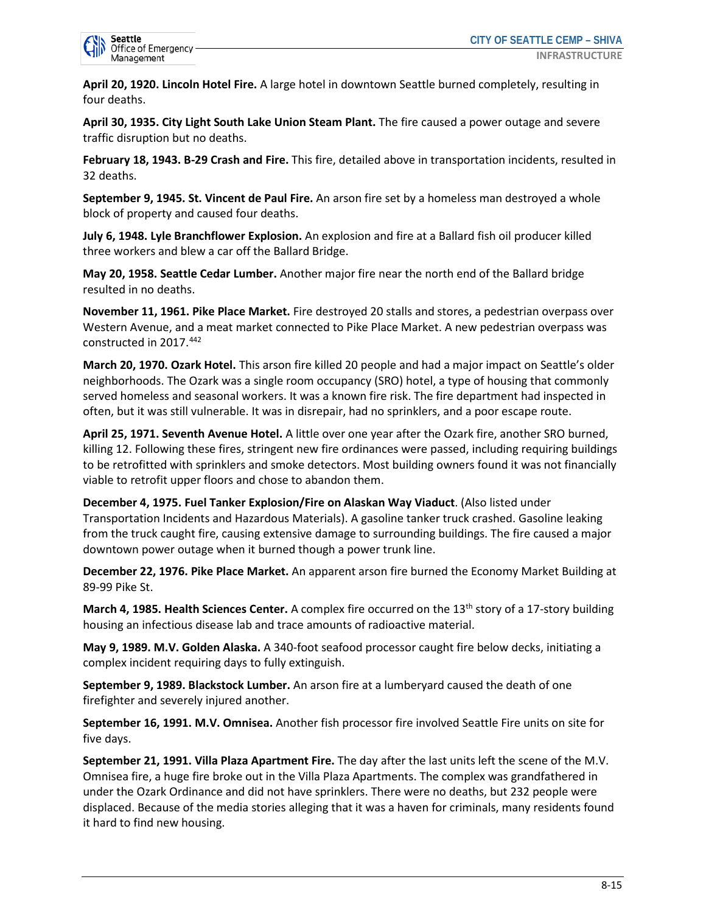**April 20, 1920. Lincoln Hotel Fire.** A large hotel in downtown Seattle burned completely, resulting in four deaths.

**April 30, 1935. City Light South Lake Union Steam Plant.** The fire caused a power outage and severe traffic disruption but no deaths.

**February 18, 1943. B-29 Crash and Fire.** This fire, detailed above in transportation incidents, resulted in 32 deaths.

**September 9, 1945. St. Vincent de Paul Fire.** An arson fire set by a homeless man destroyed a whole block of property and caused four deaths.

**July 6, 1948. Lyle Branchflower Explosion.** An explosion and fire at a Ballard fish oil producer killed three workers and blew a car off the Ballard Bridge.

**May 20, 1958. Seattle Cedar Lumber.** Another major fire near the north end of the Ballard bridge resulted in no deaths.

**November 11, 1961. Pike Place Market.** Fire destroyed 20 stalls and stores, a pedestrian overpass over Western Avenue, and a meat market connected to Pike Place Market. A new pedestrian overpass was constructed in 2017.[442]

**March 20, 1970. Ozark Hotel.** This arson fire killed 20 people and had a major impact on Seattle's older neighborhoods. The Ozark was a single room occupancy (SRO) hotel, a type of housing that commonly served homeless and seasonal workers. It was a known fire risk. The fire department had inspected in often, but it was still vulnerable. It was in disrepair, had no sprinklers, and a poor escape route.

**April 25, 1971. Seventh Avenue Hotel.** A little over one year after the Ozark fire, another SRO burned, killing 12. Following these fires, stringent new fire ordinances were passed, including requiring buildings to be retrofitted with sprinklers and smoke detectors. Most building owners found it was not financially viable to retrofit upper floors and chose to abandon them.

**December 4, 1975. Fuel Tanker Explosion/Fire on Alaskan Way Viaduct**. (Also listed under Transportation Incidents and Hazardous Materials). A gasoline tanker truck crashed. Gasoline leaking from the truck caught fire, causing extensive damage to surrounding buildings. The fire caused a major downtown power outage when it burned though a power trunk line.

**December 22, 1976. Pike Place Market.** An apparent arson fire burned the Economy Market Building at 89-99 Pike St.

**March 4, 1985. Health Sciences Center.** A complex fire occurred on the 13th story of a 17-story building housing an infectious disease lab and trace amounts of radioactive material.

**May 9, 1989. M.V. Golden Alaska.** A 340-foot seafood processor caught fire below decks, initiating a complex incident requiring days to fully extinguish.

**September 9, 1989. Blackstock Lumber.** An arson fire at a lumberyard caused the death of one firefighter and severely injured another.

**September 16, 1991. M.V. Omnisea.** Another fish processor fire involved Seattle Fire units on site for five days.

**September 21, 1991. Villa Plaza Apartment Fire.** The day after the last units left the scene of the M.V. Omnisea fire, a huge fire broke out in the Villa Plaza Apartments. The complex was grandfathered in under the Ozark Ordinance and did not have sprinklers. There were no deaths, but 232 people were displaced. Because of the media stories alleging that it was a haven for criminals, many residents found it hard to find new housing.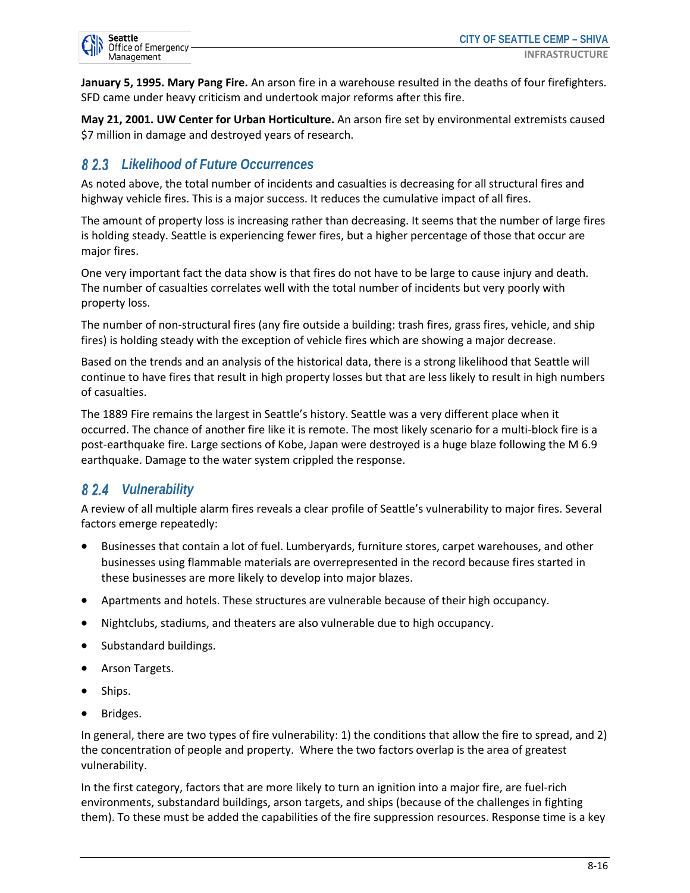**January 5, 1995. Mary Pang Fire.** An arson fire in a warehouse resulted in the deaths of four firefighters. SFD came under heavy criticism and undertook major reforms after this fire.

**May 21, 2001. UW Center for Urban Horticulture.** An arson fire set by environmental extremists caused $7 million in damage and destroyed years of research.

### 8 2.3 Likelihood of Future Occurrences

As noted above, the total number of incidents and casualties is decreasing for all structural fires and highway vehicle fires. This is a major success. It reduces the cumulative impact of all fires.

The amount of property loss is increasing rather than decreasing. It seems that the number of large fires is holding steady. Seattle is experiencing fewer fires, but a higher percentage of those that occur are major fires.

One very important fact the data show is that fires do not have to be large to cause injury and death. The number of casualties correlates well with the total number of incidents but very poorly with property loss.

The number of non-structural fires (any fire outside a building: trash fires, grass fires, vehicle, and ship fires) is holding steady with the exception of vehicle fires which are showing a major decrease.

Based on the trends and an analysis of the historical data, there is a strong likelihood that Seattle will continue to have fires that result in high property losses but that are less likely to result in high numbers of casualties.

The 1889 Fire remains the largest in Seattle's history. Seattle was a very different place when it occurred. The chance of another fire like it is remote. The most likely scenario for a multi-block fire is a post-earthquake fire. Large sections of Kobe, Japan were destroyed is a huge blaze following the M 6.9 earthquake. Damage to the water system crippled the response.

### 8 2.4 Vulnerability

A review of all multiple alarm fires reveals a clear profile of Seattle's vulnerability to major fires. Several factors emerge repeatedly:

- Businesses that contain a lot of fuel. Lumberyards, furniture stores, carpet warehouses, and other businesses using flammable materials are overrepresented in the record because fires started in these businesses are more likely to develop into major blazes.
- Apartments and hotels. These structures are vulnerable because of their high occupancy.
- Nightclubs, stadiums, and theaters are also vulnerable due to high occupancy.
- Substandard buildings.
- Arson Targets.
- Ships.
- Bridges.

In general, there are two types of fire vulnerability: 1) the conditions that allow the fire to spread, and 2) the concentration of people and property. Where the two factors overlap is the area of greatest vulnerability.

In the first category, factors that are more likely to turn an ignition into a major fire, are fuel-rich environments, substandard buildings, arson targets, and ships (because of the challenges in fighting them). To these must be added the capabilities of the fire suppression resources. Response time is a key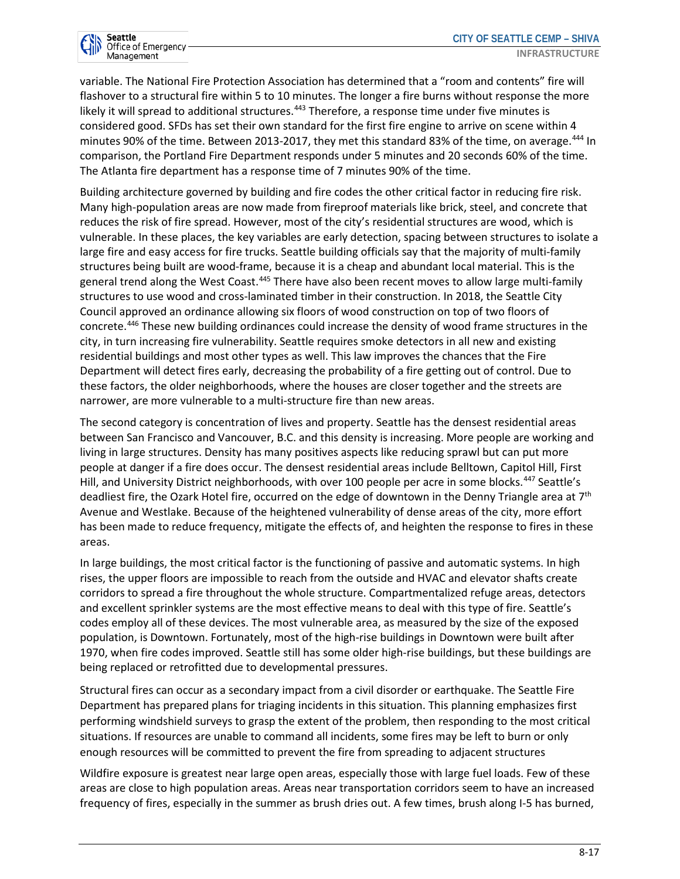variable. The National Fire Protection Association has determined that a "room and contents" fire will flashover to a structural fire within 5 to 10 minutes. The longer a fire burns without response the more likely it will spread to additional structures.[443] Therefore, a response time under five minutes is considered good. SFDs has set their own standard for the first fire engine to arrive on scene within 4 minutes 90% of the time. Between 2013-2017, they met this standard 83% of the time, on average.[444] In comparison, the Portland Fire Department responds under 5 minutes and 20 seconds 60% of the time. The Atlanta fire department has a response time of 7 minutes 90% of the time.

Building architecture governed by building and fire codes the other critical factor in reducing fire risk. Many high-population areas are now made from fireproof materials like brick, steel, and concrete that reduces the risk of fire spread. However, most of the city's residential structures are wood, which is vulnerable. In these places, the key variables are early detection, spacing between structures to isolate a large fire and easy access for fire trucks. Seattle building officials say that the majority of multi-family structures being built are wood-frame, because it is a cheap and abundant local material. This is the general trend along the West Coast.[445] There have also been recent moves to allow large multi-family structures to use wood and cross-laminated timber in their construction. In 2018, the Seattle City Council approved an ordinance allowing six floors of wood construction on top of two floors of concrete.[446] These new building ordinances could increase the density of wood frame structures in the city, in turn increasing fire vulnerability. Seattle requires smoke detectors in all new and existing residential buildings and most other types as well. This law improves the chances that the Fire Department will detect fires early, decreasing the probability of a fire getting out of control. Due to these factors, the older neighborhoods, where the houses are closer together and the streets are narrower, are more vulnerable to a multi-structure fire than new areas.

The second category is concentration of lives and property. Seattle has the densest residential areas between San Francisco and Vancouver, B.C. and this density is increasing. More people are working and living in large structures. Density has many positives aspects like reducing sprawl but can put more people at danger if a fire does occur. The densest residential areas include Belltown, Capitol Hill, First Hill, and University District neighborhoods, with over 100 people per acre in some blocks.[447] Seattle's deadliest fire, the Ozark Hotel fire, occurred on the edge of downtown in the Denny Triangle area at 7th Avenue and Westlake. Because of the heightened vulnerability of dense areas of the city, more effort has been made to reduce frequency, mitigate the effects of, and heighten the response to fires in these areas.

In large buildings, the most critical factor is the functioning of passive and automatic systems. In high rises, the upper floors are impossible to reach from the outside and HVAC and elevator shafts create corridors to spread a fire throughout the whole structure. Compartmentalized refuge areas, detectors and excellent sprinkler systems are the most effective means to deal with this type of fire. Seattle's codes employ all of these devices. The most vulnerable area, as measured by the size of the exposed population, is Downtown. Fortunately, most of the high-rise buildings in Downtown were built after 1970, when fire codes improved. Seattle still has some older high-rise buildings, but these buildings are being replaced or retrofitted due to developmental pressures.

Structural fires can occur as a secondary impact from a civil disorder or earthquake. The Seattle Fire Department has prepared plans for triaging incidents in this situation. This planning emphasizes first performing windshield surveys to grasp the extent of the problem, then responding to the most critical situations. If resources are unable to command all incidents, some fires may be left to burn or only enough resources will be committed to prevent the fire from spreading to adjacent structures

Wildfire exposure is greatest near large open areas, especially those with large fuel loads. Few of these areas are close to high population areas. Areas near transportation corridors seem to have an increased frequency of fires, especially in the summer as brush dries out. A few times, brush along I-5 has burned,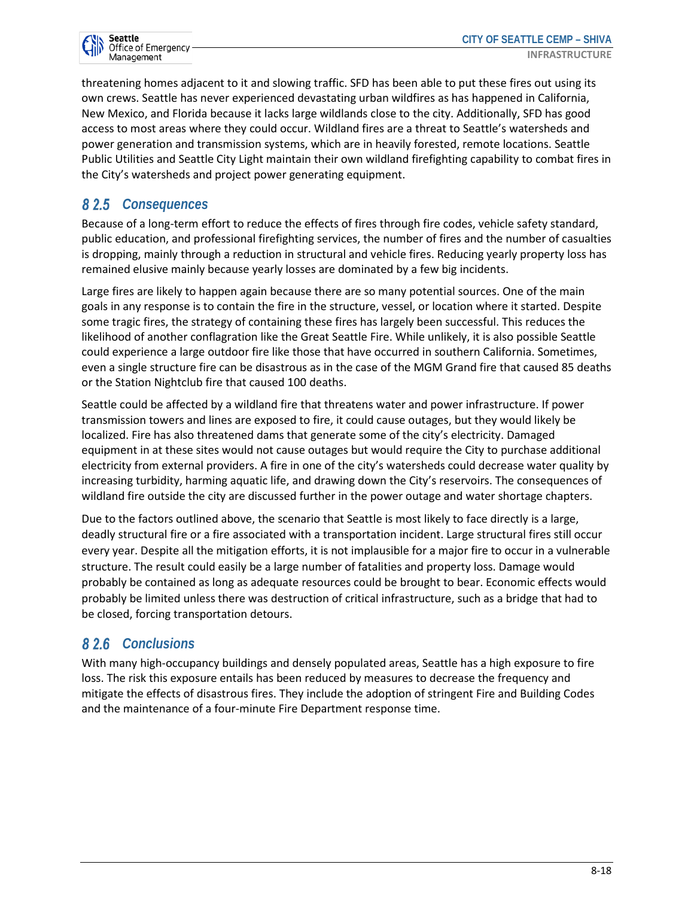threatening homes adjacent to it and slowing traffic. SFD has been able to put these fires out using its own crews. Seattle has never experienced devastating urban wildfires as has happened in California, New Mexico, and Florida because it lacks large wildlands close to the city. Additionally, SFD has good access to most areas where they could occur. Wildland fires are a threat to Seattle's watersheds and power generation and transmission systems, which are in heavily forested, remote locations. Seattle Public Utilities and Seattle City Light maintain their own wildland firefighting capability to combat fires in the City's watersheds and project power generating equipment.

### 8 2.5 Consequences

Because of a long-term effort to reduce the effects of fires through fire codes, vehicle safety standard, public education, and professional firefighting services, the number of fires and the number of casualties is dropping, mainly through a reduction in structural and vehicle fires. Reducing yearly property loss has remained elusive mainly because yearly losses are dominated by a few big incidents.

Large fires are likely to happen again because there are so many potential sources. One of the main goals in any response is to contain the fire in the structure, vessel, or location where it started. Despite some tragic fires, the strategy of containing these fires has largely been successful. This reduces the likelihood of another conflagration like the Great Seattle Fire. While unlikely, it is also possible Seattle could experience a large outdoor fire like those that have occurred in southern California. Sometimes, even a single structure fire can be disastrous as in the case of the MGM Grand fire that caused 85 deaths or the Station Nightclub fire that caused 100 deaths.

Seattle could be affected by a wildland fire that threatens water and power infrastructure. If power transmission towers and lines are exposed to fire, it could cause outages, but they would likely be localized. Fire has also threatened dams that generate some of the city's electricity. Damaged equipment in at these sites would not cause outages but would require the City to purchase additional electricity from external providers. A fire in one of the city's watersheds could decrease water quality by increasing turbidity, harming aquatic life, and drawing down the City's reservoirs. The consequences of wildland fire outside the city are discussed further in the power outage and water shortage chapters.

Due to the factors outlined above, the scenario that Seattle is most likely to face directly is a large, deadly structural fire or a fire associated with a transportation incident. Large structural fires still occur every year. Despite all the mitigation efforts, it is not implausible for a major fire to occur in a vulnerable structure. The result could easily be a large number of fatalities and property loss. Damage would probably be contained as long as adequate resources could be brought to bear. Economic effects would probably be limited unless there was destruction of critical infrastructure, such as a bridge that had to be closed, forcing transportation detours.

### 8 2.6 Conclusions

With many high-occupancy buildings and densely populated areas, Seattle has a high exposure to fire loss. The risk this exposure entails has been reduced by measures to decrease the frequency and mitigate the effects of disastrous fires. They include the adoption of stringent Fire and Building Codes and the maintenance of a four-minute Fire Department response time.